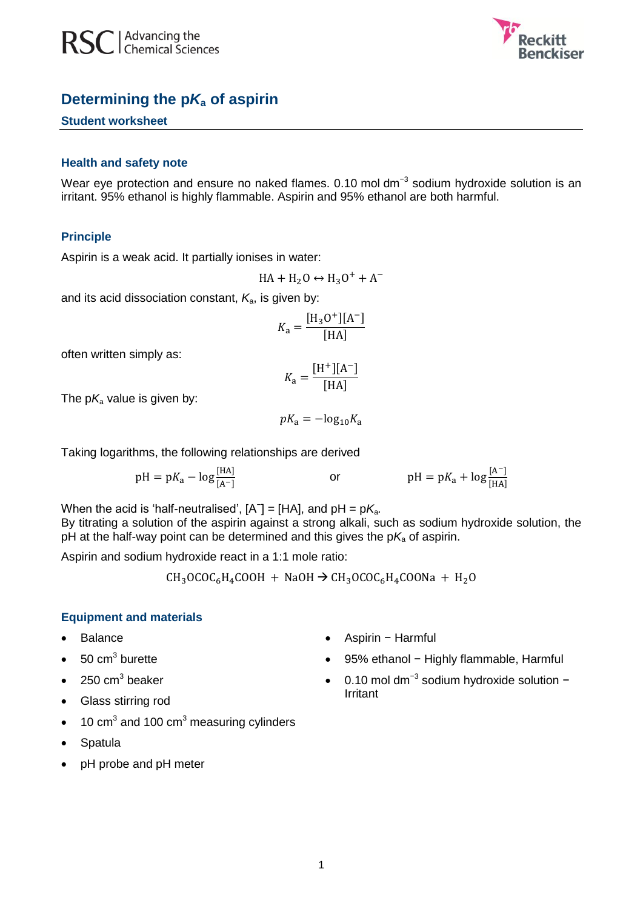# Determining the p$K_a$ of aspirin

## Student worksheet

### Health and safety note

Wear eye protection and ensure no naked flames. 0.10 mol $dm^{-3}$ sodium hydroxide solution is an irritant. 95% ethanol is highly flammable. Aspirin and 95% ethanol are both harmful.

### Principle

Aspirin is a weak acid. It partially ionises in water:

$$\mathrm{HA + H_2O \leftrightarrow H_3O^+ + A^-}$$

and its acid dissociation constant, $K_a$, is given by:

$$K_\mathrm{a} = \frac{[\mathrm{H_3O^+}][\mathrm{A^-}]}{[\mathrm{HA}]}$$

often written simply as:

$$K_\mathrm{a} = \frac{[\mathrm{H^+}][\mathrm{A^-}]}{[\mathrm{HA}]}$$

The p$K_a$ value is given by:

$$pK_\mathrm{a} = -\log_{10} K_\mathrm{a}$$

Taking logarithms, the following relationships are derived

$$\mathrm{pH} = \mathrm{p}K_\mathrm{a} - \log\frac{[\mathrm{HA}]}{[\mathrm{A^-}]} \qquad \text{or} \qquad \mathrm{pH} = \mathrm{p}K_\mathrm{a} + \log\frac{[\mathrm{A^-}]}{[\mathrm{HA}]}$$

When the acid is 'half-neutralised', $[A^-] = [HA]$, and pH = p$K_a$.

By titrating a solution of the aspirin against a strong alkali, such as sodium hydroxide solution, the pH at the half-way point can be determined and this gives the p$K_a$ of aspirin.

Aspirin and sodium hydroxide react in a 1:1 mole ratio:

$$\mathrm{CH_3OCOC_6H_4COOH + NaOH \rightarrow CH_3OCOC_6H_4COONa + H_2O}$$

### Equipment and materials

- Balance
- 50 $cm^3$ burette
- 250 $cm^3$ beaker
- Glass stirring rod
- 10 $cm^3$ and 100 $cm^3$ measuring cylinders
- Spatula
- pH probe and pH meter
- Aspirin − Harmful
- 95% ethanol − Highly flammable, Harmful
- 0.10 mol $dm^{-3}$ sodium hydroxide solution − Irritant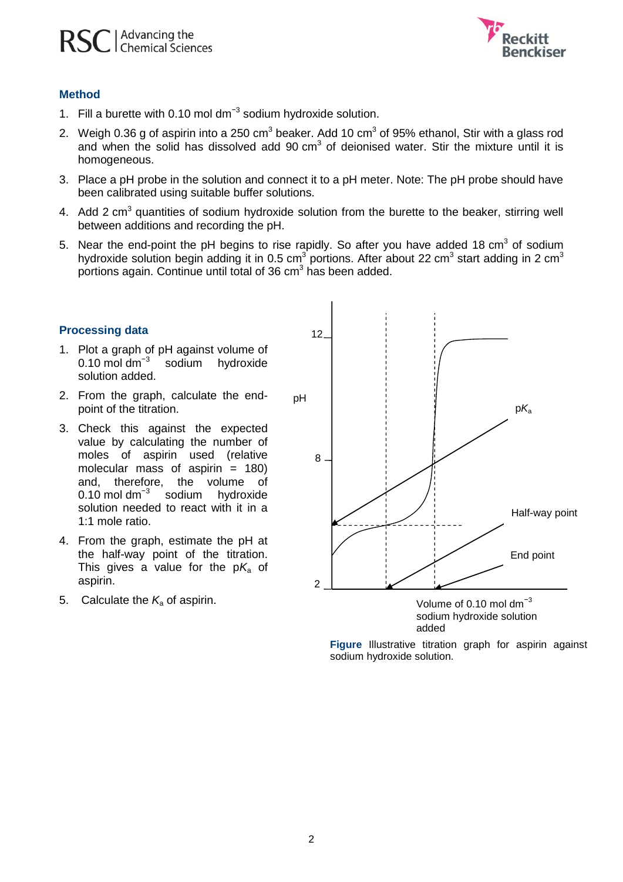## Method

1. Fill a burette with 0.10 mol dm$^{-3}$ sodium hydroxide solution.
2. Weigh 0.36 g of aspirin into a 250 cm$^3$ beaker. Add 10 cm$^3$ of 95% ethanol, Stir with a glass rod and when the solid has dissolved add 90 cm$^3$ of deionised water. Stir the mixture until it is homogeneous.
3. Place a pH probe in the solution and connect it to a pH meter. Note: The pH probe should have been calibrated using suitable buffer solutions.
4. Add 2 cm$^3$ quantities of sodium hydroxide solution from the burette to the beaker, stirring well between additions and recording the pH.
5. Near the end-point the pH begins to rise rapidly. So after you have added 18 cm$^3$ of sodium hydroxide solution begin adding it in 0.5 cm$^3$ portions. After about 22 cm$^3$ start adding in 2 cm$^3$ portions again. Continue until total of 36 cm$^3$ has been added.

## Processing data

1. Plot a graph of pH against volume of 0.10 mol dm$^{-3}$ sodium hydroxide solution added.
2. From the graph, calculate the end-point of the titration.
3. Check this against the expected value by calculating the number of moles of aspirin used (relative molecular mass of aspirin = 180) and, therefore, the volume of 0.10 mol dm$^{-3}$ sodium hydroxide solution needed to react with it in a 1:1 mole ratio.
4. From the graph, estimate the pH at the half-way point of the titration. This gives a value for the p$K_a$ of aspirin.
5. Calculate the $K_a$ of aspirin.

12

pH

8

2

p$K_a$

Half-way point

End point

Volume of 0.10 mol dm$^{-3}$ sodium hydroxide solution added

**Figure** Illustrative titration graph for aspirin against sodium hydroxide solution.